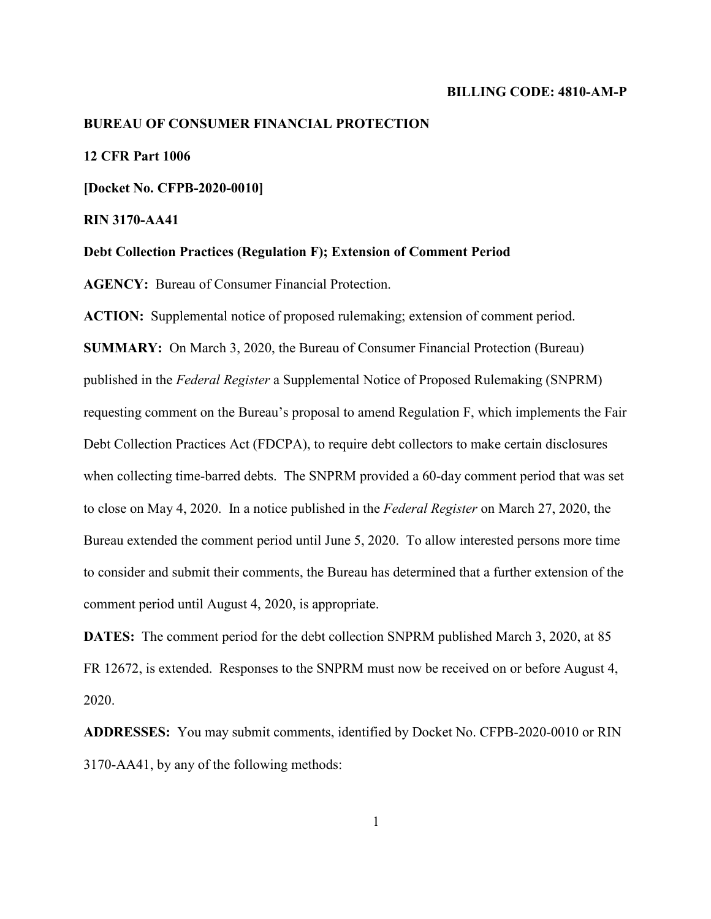**BILLING CODE: 4810-AM-P**

**BUREAU OF CONSUMER FINANCIAL PROTECTION**

**12 CFR Part 1006**

**[Docket No. CFPB-2020-0010]**

**RIN 3170-AA41**

**Debt Collection Practices (Regulation F); Extension of Comment Period**

**AGENCY:** Bureau of Consumer Financial Protection.

**ACTION:** Supplemental notice of proposed rulemaking; extension of comment period.

**SUMMARY:** On March 3, 2020, the Bureau of Consumer Financial Protection (Bureau) published in the *Federal Register* a Supplemental Notice of Proposed Rulemaking (SNPRM) requesting comment on the Bureau's proposal to amend Regulation F, which implements the Fair Debt Collection Practices Act (FDCPA), to require debt collectors to make certain disclosures when collecting time-barred debts. The SNPRM provided a 60-day comment period that was set to close on May 4, 2020. In a notice published in the *Federal Register* on March 27, 2020, the Bureau extended the comment period until June 5, 2020. To allow interested persons more time to consider and submit their comments, the Bureau has determined that a further extension of the comment period until August 4, 2020, is appropriate.

**DATES:** The comment period for the debt collection SNPRM published March 3, 2020, at 85 FR 12672, is extended. Responses to the SNPRM must now be received on or before August 4, 2020.

**ADDRESSES:** You may submit comments, identified by Docket No. CFPB-2020-0010 or RIN 3170-AA41, by any of the following methods: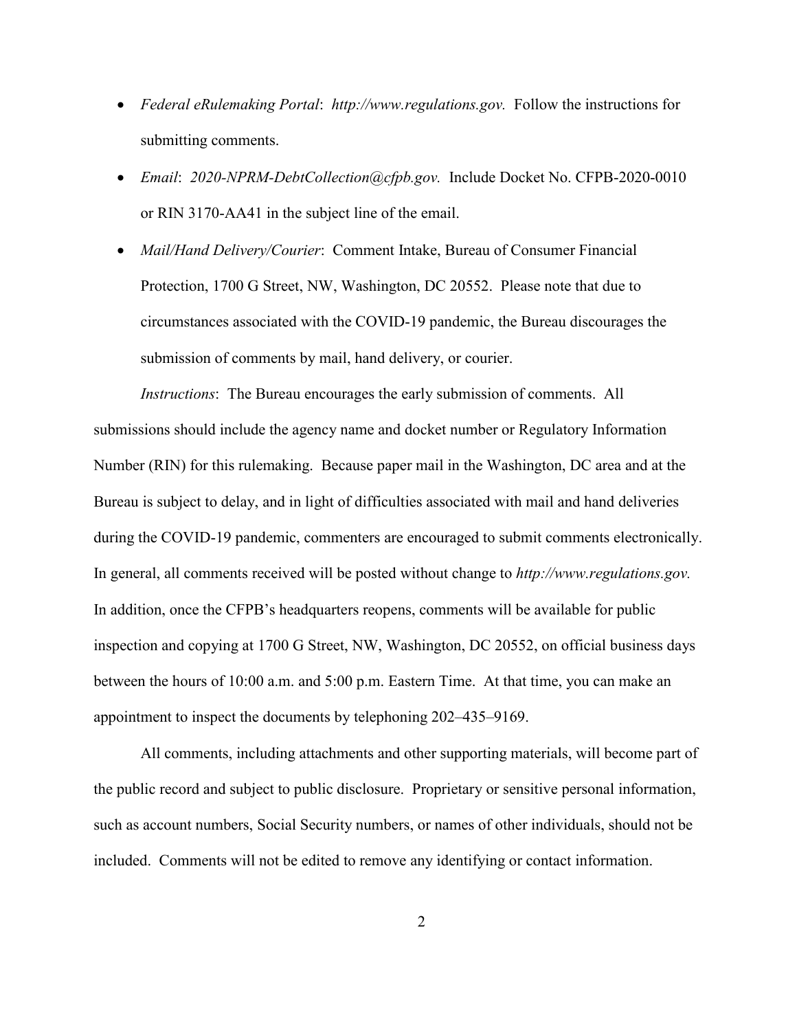- *Federal eRulemaking Portal*: *http://www.regulations.gov.* Follow the instructions for submitting comments.
- *Email*: *2020-NPRM-DebtCollection@cfpb.gov.* Include Docket No. CFPB-2020-0010 or RIN 3170-AA41 in the subject line of the email.
- *Mail/Hand Delivery/Courier*: Comment Intake, Bureau of Consumer Financial Protection, 1700 G Street, NW, Washington, DC 20552. Please note that due to circumstances associated with the COVID-19 pandemic, the Bureau discourages the submission of comments by mail, hand delivery, or courier.

*Instructions*: The Bureau encourages the early submission of comments. All submissions should include the agency name and docket number or Regulatory Information Number (RIN) for this rulemaking. Because paper mail in the Washington, DC area and at the Bureau is subject to delay, and in light of difficulties associated with mail and hand deliveries during the COVID-19 pandemic, commenters are encouraged to submit comments electronically. In general, all comments received will be posted without change to *http://www.regulations.gov.* In addition, once the CFPB's headquarters reopens, comments will be available for public inspection and copying at 1700 G Street, NW, Washington, DC 20552, on official business days between the hours of 10:00 a.m. and 5:00 p.m. Eastern Time. At that time, you can make an appointment to inspect the documents by telephoning 202–435–9169.

All comments, including attachments and other supporting materials, will become part of the public record and subject to public disclosure. Proprietary or sensitive personal information, such as account numbers, Social Security numbers, or names of other individuals, should not be included. Comments will not be edited to remove any identifying or contact information.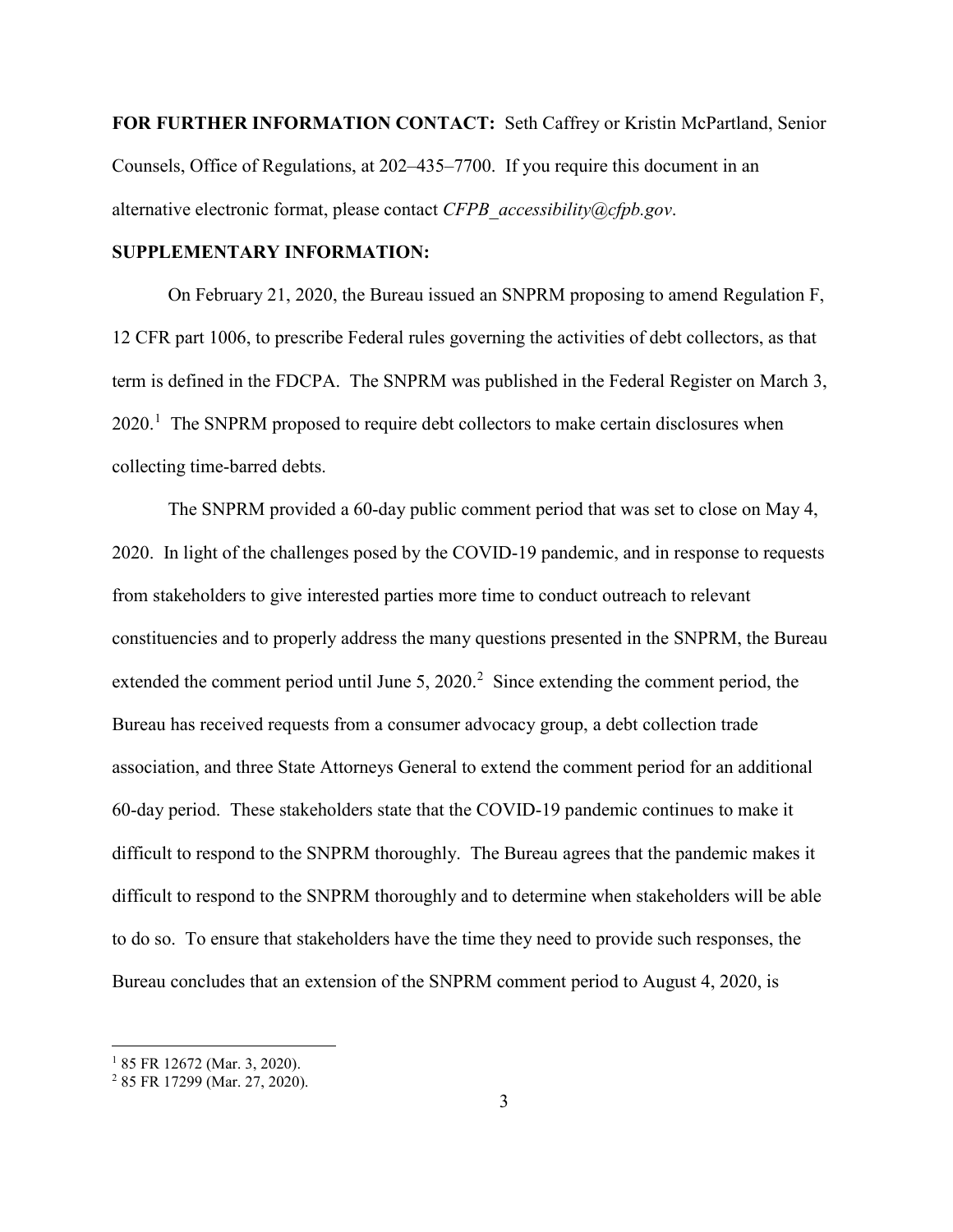**FOR FURTHER INFORMATION CONTACT:** Seth Caffrey or Kristin McPartland, Senior Counsels, Office of Regulations, at 202–435–7700. If you require this document in an alternative electronic format, please contact *CFPB_accessibility@cfpb.gov*.

**SUPPLEMENTARY INFORMATION:**

On February 21, 2020, the Bureau issued an SNPRM proposing to amend Regulation F, 12 CFR part 1006, to prescribe Federal rules governing the activities of debt collectors, as that term is defined in the FDCPA. The SNPRM was published in the Federal Register on March 3, 2020.[1] The SNPRM proposed to require debt collectors to make certain disclosures when collecting time-barred debts.

The SNPRM provided a 60-day public comment period that was set to close on May 4, 2020. In light of the challenges posed by the COVID-19 pandemic, and in response to requests from stakeholders to give interested parties more time to conduct outreach to relevant constituencies and to properly address the many questions presented in the SNPRM, the Bureau extended the comment period until June 5, 2020.[2] Since extending the comment period, the Bureau has received requests from a consumer advocacy group, a debt collection trade association, and three State Attorneys General to extend the comment period for an additional 60-day period. These stakeholders state that the COVID-19 pandemic continues to make it difficult to respond to the SNPRM thoroughly. The Bureau agrees that the pandemic makes it difficult to respond to the SNPRM thoroughly and to determine when stakeholders will be able to do so. To ensure that stakeholders have the time they need to provide such responses, the Bureau concludes that an extension of the SNPRM comment period to August 4, 2020, is

---

[1] 85 FR 12672 (Mar. 3, 2020).

[2] 85 FR 17299 (Mar. 27, 2020).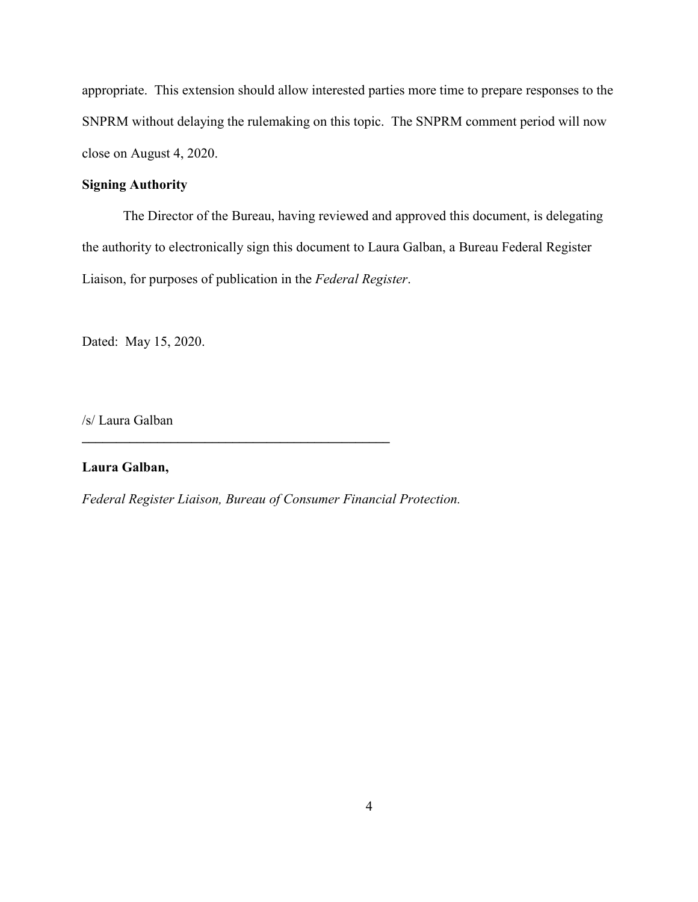appropriate. This extension should allow interested parties more time to prepare responses to the SNPRM without delaying the rulemaking on this topic. The SNPRM comment period will now close on August 4, 2020.

**Signing Authority**

The Director of the Bureau, having reviewed and approved this document, is delegating the authority to electronically sign this document to Laura Galban, a Bureau Federal Register Liaison, for purposes of publication in the *Federal Register*.

Dated: May 15, 2020.

/s/ Laura Galban

**Laura Galban,**

*Federal Register Liaison, Bureau of Consumer Financial Protection.*